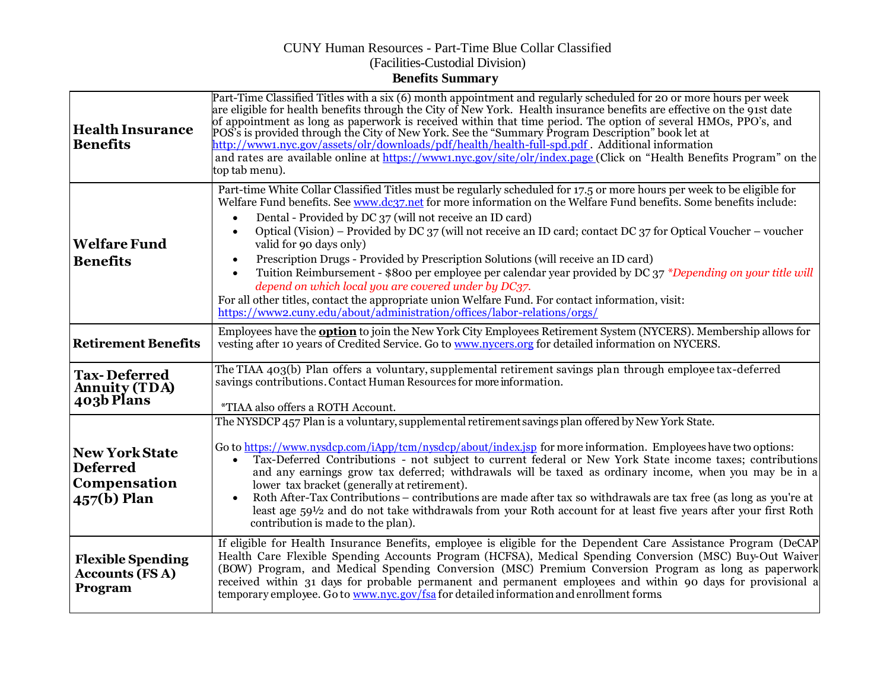# CUNY Human Resources - Part-Time Blue Collar Classified
## (Facilities-Custodial Division)
## Benefits Summary

| | |
|---|---|
| **Health Insurance Benefits** | Part-Time Classified Titles with a six (6) month appointment and regularly scheduled for 20 or more hours per week are eligible for health benefits through the City of New York. Health insurance benefits are effective on the 91st date of appointment as long as paperwork is received within that time period. The option of several HMOs, PPO's, and POS's is provided through the City of New York. See the "Summary Program Description" book let at http://www1.nyc.gov/assets/olr/downloads/pdf/health/health-full-spd.pdf . Additional information and rates are available online at https://www1.nyc.gov/site/olr/index.page (Click on "Health Benefits Program" on the top tab menu). |
| **Welfare Fund Benefits** | Part-time White Collar Classified Titles must be regularly scheduled for 17.5 or more hours per week to be eligible for Welfare Fund benefits. See www.dc37.net for more information on the Welfare Fund benefits. Some benefits include: <br>• Dental - Provided by DC 37 (will not receive an ID card) <br>• Optical (Vision) – Provided by DC 37 (will not receive an ID card; contact DC 37 for Optical Voucher – voucher valid for 90 days only) <br>• Prescription Drugs - Provided by Prescription Solutions (will receive an ID card) <br>• Tuition Reimbursement - $800 per employee per calendar year provided by DC 37 *\*Depending on your title will depend on which local you are covered under by DC37.* <br>For all other titles, contact the appropriate union Welfare Fund. For contact information, visit: https://www2.cuny.edu/about/administration/offices/labor-relations/orgs/ |
| **Retirement Benefits** | Employees have the **option** to join the New York City Employees Retirement System (NYCERS). Membership allows for vesting after 10 years of Credited Service. Go to www.nycers.org for detailed information on NYCERS. |
| **Tax-Deferred Annuity (TDA) 403b Plans** | The TIAA 403(b) Plan offers a voluntary, supplemental retirement savings plan through employee tax-deferred savings contributions. Contact Human Resources for more information. <br><br>*TIAA also offers a ROTH Account. |
| **New York State Deferred Compensation 457(b) Plan** | The NYSDCP 457 Plan is a voluntary, supplemental retirement savings plan offered by New York State. <br><br>Go to https://www.nysdcp.com/iApp/tcm/nysdcp/about/index.jsp for more information. Employees have two options: <br>• Tax-Deferred Contributions - not subject to current federal or New York State income taxes; contributions and any earnings grow tax deferred; withdrawals will be taxed as ordinary income, when you may be in a lower tax bracket (generally at retirement). <br>• Roth After-Tax Contributions – contributions are made after tax so withdrawals are tax free (as long as you're at least age 59½ and do not take withdrawals from your Roth account for at least five years after your first Roth contribution is made to the plan). |
| **Flexible Spending Accounts (FSA) Program** | If eligible for Health Insurance Benefits, employee is eligible for the Dependent Care Assistance Program (DeCAP Health Care Flexible Spending Accounts Program (HCFSA), Medical Spending Conversion (MSC) Buy-Out Waiver (BOW) Program, and Medical Spending Conversion (MSC) Premium Conversion Program as long as paperwork received within 31 days for probable permanent and permanent employees and within 90 days for provisional a temporary employee. Go to www.nyc.gov/fsa for detailed information and enrollment forms |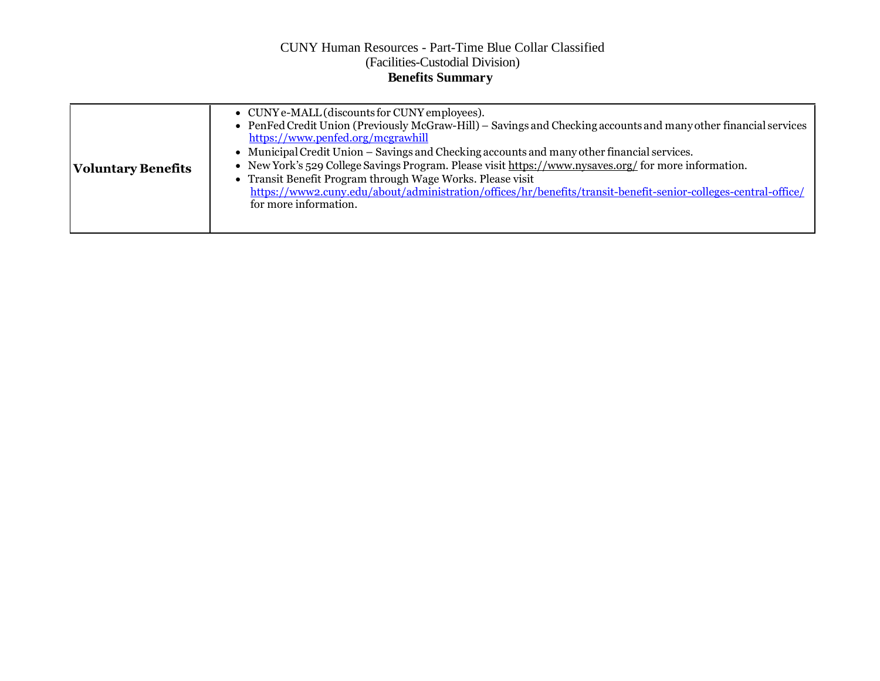CUNY Human Resources - Part-Time Blue Collar Classified
(Facilities-Custodial Division)
**Benefits Summary**

| | |
|---|---|
| **Voluntary Benefits** | • CUNY e-MALL (discounts for CUNY employees).<br>• PenFed Credit Union (Previously McGraw-Hill) – Savings and Checking accounts and many other financial services https://www.penfed.org/mcgrawhill<br>• Municipal Credit Union – Savings and Checking accounts and many other financial services.<br>• New York's 529 College Savings Program. Please visit https://www.nysaves.org/ for more information.<br>• Transit Benefit Program through Wage Works. Please visit https://www2.cuny.edu/about/administration/offices/hr/benefits/transit-benefit-senior-colleges-central-office/ for more information. |